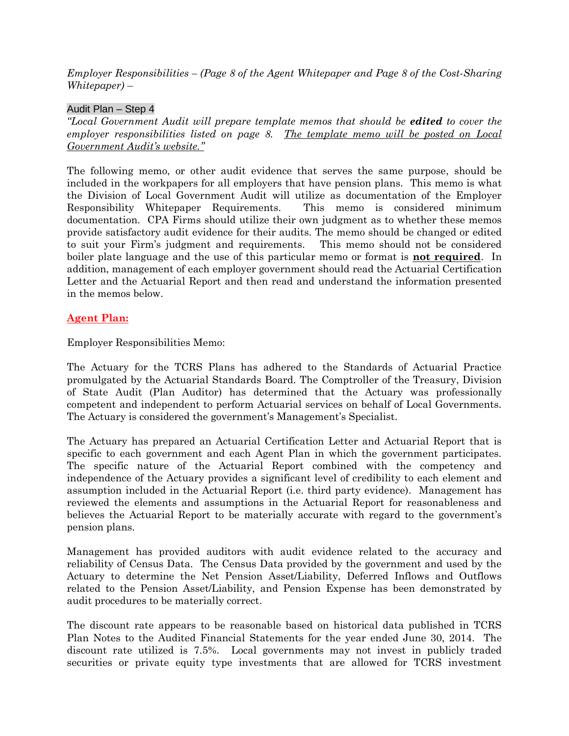*Employer Responsibilities – (Page 8 of the Agent Whitepaper and Page 8 of the Cost-Sharing Whitepaper) –*

Audit Plan – Step 4

*"Local Government Audit will prepare template memos that should be* ***edited*** *to cover the employer responsibilities listed on page 8.* *<u>The template memo will be posted on Local Government Audit's website."</u>*

The following memo, or other audit evidence that serves the same purpose, should be included in the workpapers for all employers that have pension plans. This memo is what the Division of Local Government Audit will utilize as documentation of the Employer Responsibility Whitepaper Requirements. This memo is considered minimum documentation. CPA Firms should utilize their own judgment as to whether these memos provide satisfactory audit evidence for their audits. The memo should be changed or edited to suit your Firm's judgment and requirements. This memo should not be considered boiler plate language and the use of this particular memo or format is **<u>not required</u>**. In addition, management of each employer government should read the Actuarial Certification Letter and the Actuarial Report and then read and understand the information presented in the memos below.

**<u>Agent Plan:</u>**

Employer Responsibilities Memo:

The Actuary for the TCRS Plans has adhered to the Standards of Actuarial Practice promulgated by the Actuarial Standards Board. The Comptroller of the Treasury, Division of State Audit (Plan Auditor) has determined that the Actuary was professionally competent and independent to perform Actuarial services on behalf of Local Governments. The Actuary is considered the government's Management's Specialist.

The Actuary has prepared an Actuarial Certification Letter and Actuarial Report that is specific to each government and each Agent Plan in which the government participates. The specific nature of the Actuarial Report combined with the competency and independence of the Actuary provides a significant level of credibility to each element and assumption included in the Actuarial Report (i.e. third party evidence). Management has reviewed the elements and assumptions in the Actuarial Report for reasonableness and believes the Actuarial Report to be materially accurate with regard to the government's pension plans.

Management has provided auditors with audit evidence related to the accuracy and reliability of Census Data. The Census Data provided by the government and used by the Actuary to determine the Net Pension Asset/Liability, Deferred Inflows and Outflows related to the Pension Asset/Liability, and Pension Expense has been demonstrated by audit procedures to be materially correct.

The discount rate appears to be reasonable based on historical data published in TCRS Plan Notes to the Audited Financial Statements for the year ended June 30, 2014. The discount rate utilized is 7.5%. Local governments may not invest in publicly traded securities or private equity type investments that are allowed for TCRS investment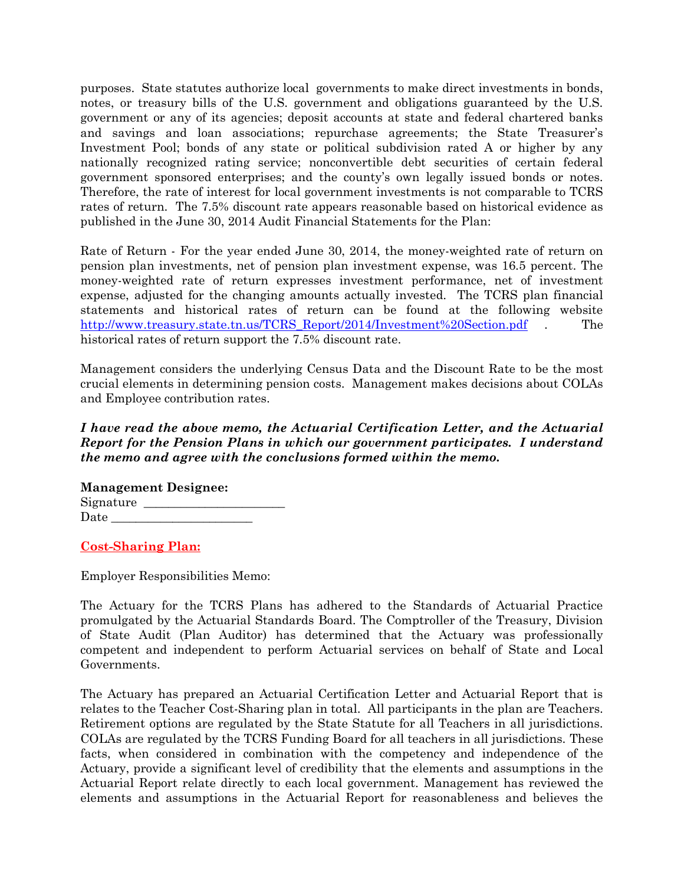purposes. State statutes authorize local governments to make direct investments in bonds, notes, or treasury bills of the U.S. government and obligations guaranteed by the U.S. government or any of its agencies; deposit accounts at state and federal chartered banks and savings and loan associations; repurchase agreements; the State Treasurer's Investment Pool; bonds of any state or political subdivision rated A or higher by any nationally recognized rating service; nonconvertible debt securities of certain federal government sponsored enterprises; and the county's own legally issued bonds or notes. Therefore, the rate of interest for local government investments is not comparable to TCRS rates of return. The 7.5% discount rate appears reasonable based on historical evidence as published in the June 30, 2014 Audit Financial Statements for the Plan:

Rate of Return - For the year ended June 30, 2014, the money-weighted rate of return on pension plan investments, net of pension plan investment expense, was 16.5 percent. The money-weighted rate of return expresses investment performance, net of investment expense, adjusted for the changing amounts actually invested. The TCRS plan financial statements and historical rates of return can be found at the following website [http://www.treasury.state.tn.us/TCRS_Report/2014/Investment%20Section.pdf](http://www.treasury.state.tn.us/TCRS_Report/2014/Investment%20Section.pdf) . The historical rates of return support the 7.5% discount rate.

Management considers the underlying Census Data and the Discount Rate to be the most crucial elements in determining pension costs. Management makes decisions about COLAs and Employee contribution rates.

***I have read the above memo, the Actuarial Certification Letter, and the Actuarial Report for the Pension Plans in which our government participates. I understand the memo and agree with the conclusions formed within the memo.***

**Management Designee:**
Signature ______________________
Date ______________________

**Cost-Sharing Plan:**

Employer Responsibilities Memo:

The Actuary for the TCRS Plans has adhered to the Standards of Actuarial Practice promulgated by the Actuarial Standards Board. The Comptroller of the Treasury, Division of State Audit (Plan Auditor) has determined that the Actuary was professionally competent and independent to perform Actuarial services on behalf of State and Local Governments.

The Actuary has prepared an Actuarial Certification Letter and Actuarial Report that is relates to the Teacher Cost-Sharing plan in total. All participants in the plan are Teachers. Retirement options are regulated by the State Statute for all Teachers in all jurisdictions. COLAs are regulated by the TCRS Funding Board for all teachers in all jurisdictions. These facts, when considered in combination with the competency and independence of the Actuary, provide a significant level of credibility that the elements and assumptions in the Actuarial Report relate directly to each local government. Management has reviewed the elements and assumptions in the Actuarial Report for reasonableness and believes the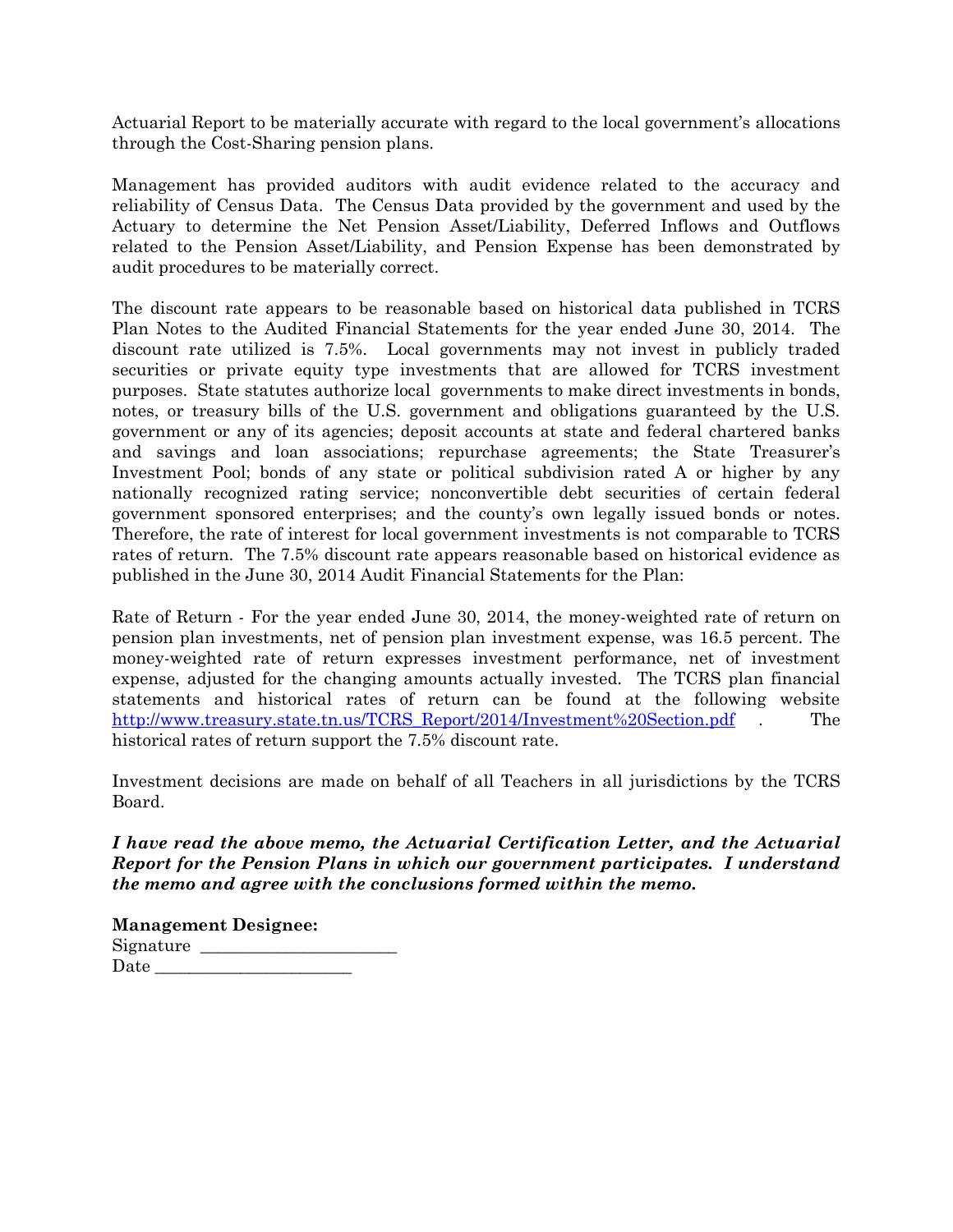Actuarial Report to be materially accurate with regard to the local government's allocations through the Cost-Sharing pension plans.

Management has provided auditors with audit evidence related to the accuracy and reliability of Census Data. The Census Data provided by the government and used by the Actuary to determine the Net Pension Asset/Liability, Deferred Inflows and Outflows related to the Pension Asset/Liability, and Pension Expense has been demonstrated by audit procedures to be materially correct.

The discount rate appears to be reasonable based on historical data published in TCRS Plan Notes to the Audited Financial Statements for the year ended June 30, 2014. The discount rate utilized is 7.5%. Local governments may not invest in publicly traded securities or private equity type investments that are allowed for TCRS investment purposes. State statutes authorize local governments to make direct investments in bonds, notes, or treasury bills of the U.S. government and obligations guaranteed by the U.S. government or any of its agencies; deposit accounts at state and federal chartered banks and savings and loan associations; repurchase agreements; the State Treasurer's Investment Pool; bonds of any state or political subdivision rated A or higher by any nationally recognized rating service; nonconvertible debt securities of certain federal government sponsored enterprises; and the county's own legally issued bonds or notes. Therefore, the rate of interest for local government investments is not comparable to TCRS rates of return. The 7.5% discount rate appears reasonable based on historical evidence as published in the June 30, 2014 Audit Financial Statements for the Plan:

Rate of Return - For the year ended June 30, 2014, the money-weighted rate of return on pension plan investments, net of pension plan investment expense, was 16.5 percent. The money-weighted rate of return expresses investment performance, net of investment expense, adjusted for the changing amounts actually invested. The TCRS plan financial statements and historical rates of return can be found at the following website [http://www.treasury.state.tn.us/TCRS_Report/2014/Investment%20Section.pdf](http://www.treasury.state.tn.us/TCRS_Report/2014/Investment%20Section.pdf) . The historical rates of return support the 7.5% discount rate.

Investment decisions are made on behalf of all Teachers in all jurisdictions by the TCRS Board.

***I have read the above memo, the Actuarial Certification Letter, and the Actuarial Report for the Pension Plans in which our government participates. I understand the memo and agree with the conclusions formed within the memo.***

**Management Designee:**
Signature ______________________
Date ______________________